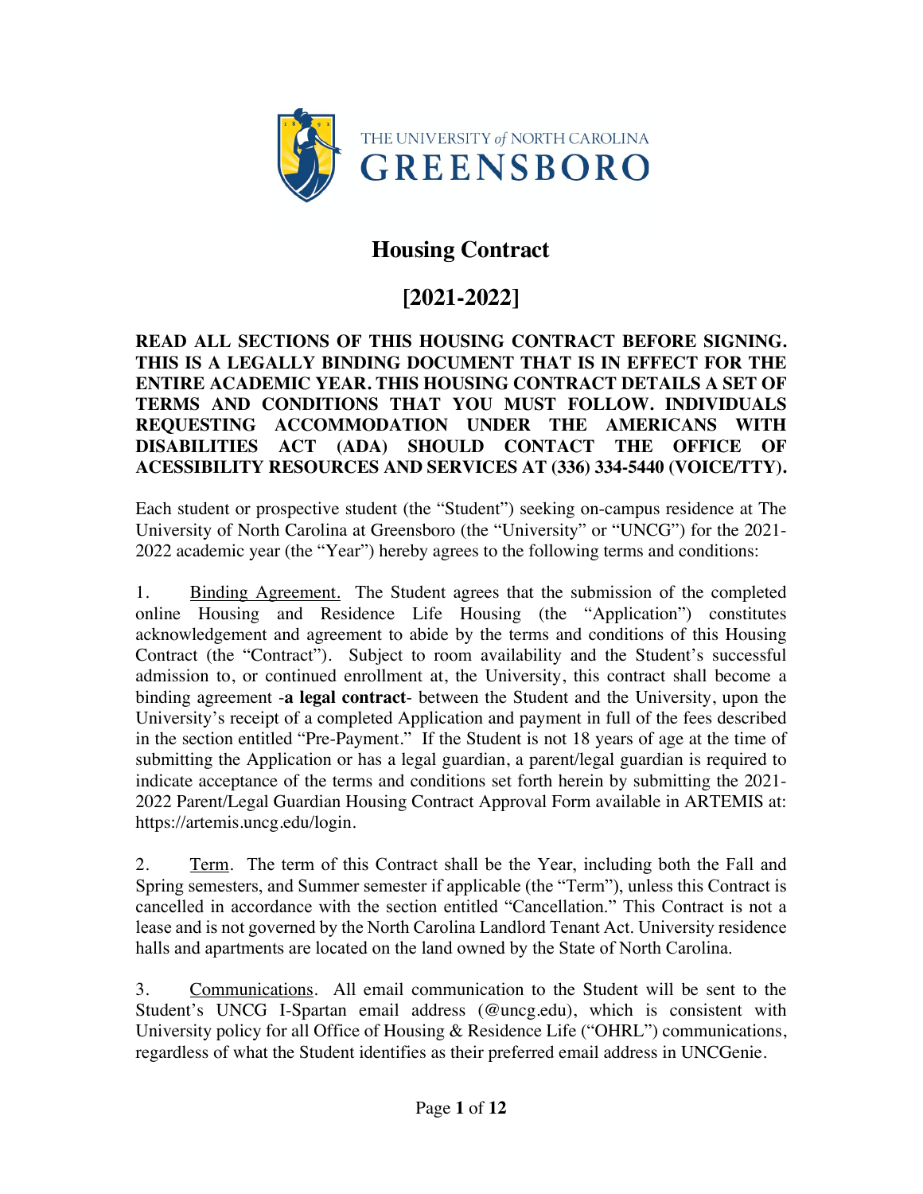THE UNIVERSITY *of* NORTH CAROLINA
GREENSBORO

# Housing Contract

## [2021-2022]

**READ ALL SECTIONS OF THIS HOUSING CONTRACT BEFORE SIGNING. THIS IS A LEGALLY BINDING DOCUMENT THAT IS IN EFFECT FOR THE ENTIRE ACADEMIC YEAR. THIS HOUSING CONTRACT DETAILS A SET OF TERMS AND CONDITIONS THAT YOU MUST FOLLOW. INDIVIDUALS REQUESTING ACCOMMODATION UNDER THE AMERICANS WITH DISABILITIES ACT (ADA) SHOULD CONTACT THE OFFICE OF ACESSIBILITY RESOURCES AND SERVICES AT (336) 334-5440 (VOICE/TTY).**

Each student or prospective student (the "Student") seeking on-campus residence at The University of North Carolina at Greensboro (the "University" or "UNCG") for the 2021-2022 academic year (the "Year") hereby agrees to the following terms and conditions:

1. Binding Agreement. The Student agrees that the submission of the completed online Housing and Residence Life Housing (the "Application") constitutes acknowledgement and agreement to abide by the terms and conditions of this Housing Contract (the "Contract"). Subject to room availability and the Student's successful admission to, or continued enrollment at, the University, this contract shall become a binding agreement -**a legal contract**- between the Student and the University, upon the University's receipt of a completed Application and payment in full of the fees described in the section entitled "Pre-Payment." If the Student is not 18 years of age at the time of submitting the Application or has a legal guardian, a parent/legal guardian is required to indicate acceptance of the terms and conditions set forth herein by submitting the 2021-2022 Parent/Legal Guardian Housing Contract Approval Form available in ARTEMIS at: https://artemis.uncg.edu/login.

2. Term. The term of this Contract shall be the Year, including both the Fall and Spring semesters, and Summer semester if applicable (the "Term"), unless this Contract is cancelled in accordance with the section entitled "Cancellation." This Contract is not a lease and is not governed by the North Carolina Landlord Tenant Act. University residence halls and apartments are located on the land owned by the State of North Carolina.

3. Communications. All email communication to the Student will be sent to the Student's UNCG I-Spartan email address (@uncg.edu), which is consistent with University policy for all Office of Housing & Residence Life ("OHRL") communications, regardless of what the Student identifies as their preferred email address in UNCGenie.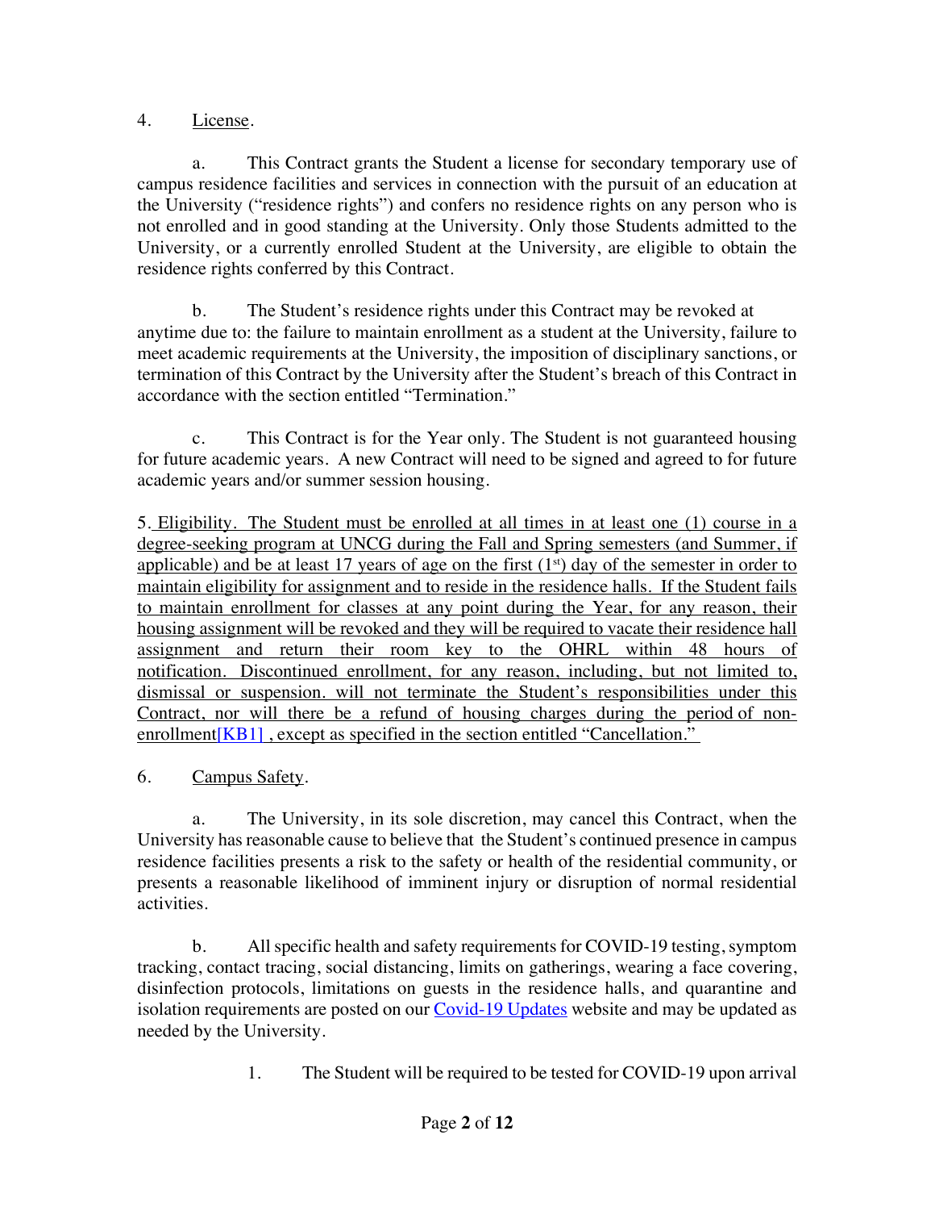4. License.

a. This Contract grants the Student a license for secondary temporary use of campus residence facilities and services in connection with the pursuit of an education at the University ("residence rights") and confers no residence rights on any person who is not enrolled and in good standing at the University. Only those Students admitted to the University, or a currently enrolled Student at the University, are eligible to obtain the residence rights conferred by this Contract.

b. The Student's residence rights under this Contract may be revoked at anytime due to: the failure to maintain enrollment as a student at the University, failure to meet academic requirements at the University, the imposition of disciplinary sanctions, or termination of this Contract by the University after the Student's breach of this Contract in accordance with the section entitled "Termination."

c. This Contract is for the Year only. The Student is not guaranteed housing for future academic years. A new Contract will need to be signed and agreed to for future academic years and/or summer session housing.

5. Eligibility. The Student must be enrolled at all times in at least one (1) course in a degree-seeking program at UNCG during the Fall and Spring semesters (and Summer, if applicable) and be at least 17 years of age on the first (1st) day of the semester in order to maintain eligibility for assignment and to reside in the residence halls. If the Student fails to maintain enrollment for classes at any point during the Year, for any reason, their housing assignment will be revoked and they will be required to vacate their residence hall assignment and return their room key to the OHRL within 48 hours of notification. Discontinued enrollment, for any reason, including, but not limited to, dismissal or suspension. will not terminate the Student's responsibilities under this Contract, nor will there be a refund of housing charges during the period of non-enrollment[KB1] , except as specified in the section entitled "Cancellation."

6. Campus Safety.

a. The University, in its sole discretion, may cancel this Contract, when the University has reasonable cause to believe that the Student's continued presence in campus residence facilities presents a risk to the safety or health of the residential community, or presents a reasonable likelihood of imminent injury or disruption of normal residential activities.

b. All specific health and safety requirements for COVID-19 testing, symptom tracking, contact tracing, social distancing, limits on gatherings, wearing a face covering, disinfection protocols, limitations on guests in the residence halls, and quarantine and isolation requirements are posted on our Covid-19 Updates website and may be updated as needed by the University.

1. The Student will be required to be tested for COVID-19 upon arrival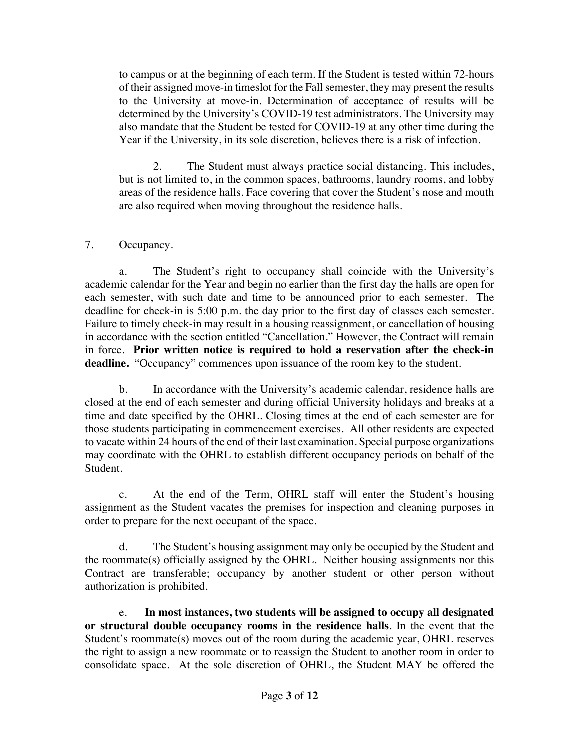to campus or at the beginning of each term. If the Student is tested within 72-hours of their assigned move-in timeslot for the Fall semester, they may present the results to the University at move-in. Determination of acceptance of results will be determined by the University's COVID-19 test administrators. The University may also mandate that the Student be tested for COVID-19 at any other time during the Year if the University, in its sole discretion, believes there is a risk of infection.

2. The Student must always practice social distancing. This includes, but is not limited to, in the common spaces, bathrooms, laundry rooms, and lobby areas of the residence halls. Face covering that cover the Student's nose and mouth are also required when moving throughout the residence halls.

7. <u>Occupancy</u>.

a. The Student's right to occupancy shall coincide with the University's academic calendar for the Year and begin no earlier than the first day the halls are open for each semester, with such date and time to be announced prior to each semester. The deadline for check-in is 5:00 p.m. the day prior to the first day of classes each semester. Failure to timely check-in may result in a housing reassignment, or cancellation of housing in accordance with the section entitled "Cancellation." However, the Contract will remain in force. **Prior written notice is required to hold a reservation after the check-in deadline.** "Occupancy" commences upon issuance of the room key to the student.

b. In accordance with the University's academic calendar, residence halls are closed at the end of each semester and during official University holidays and breaks at a time and date specified by the OHRL. Closing times at the end of each semester are for those students participating in commencement exercises. All other residents are expected to vacate within 24 hours of the end of their last examination. Special purpose organizations may coordinate with the OHRL to establish different occupancy periods on behalf of the Student.

c. At the end of the Term, OHRL staff will enter the Student's housing assignment as the Student vacates the premises for inspection and cleaning purposes in order to prepare for the next occupant of the space.

d. The Student's housing assignment may only be occupied by the Student and the roommate(s) officially assigned by the OHRL. Neither housing assignments nor this Contract are transferable; occupancy by another student or other person without authorization is prohibited.

e. **In most instances, two students will be assigned to occupy all designated or structural double occupancy rooms in the residence halls**. In the event that the Student's roommate(s) moves out of the room during the academic year, OHRL reserves the right to assign a new roommate or to reassign the Student to another room in order to consolidate space. At the sole discretion of OHRL, the Student MAY be offered the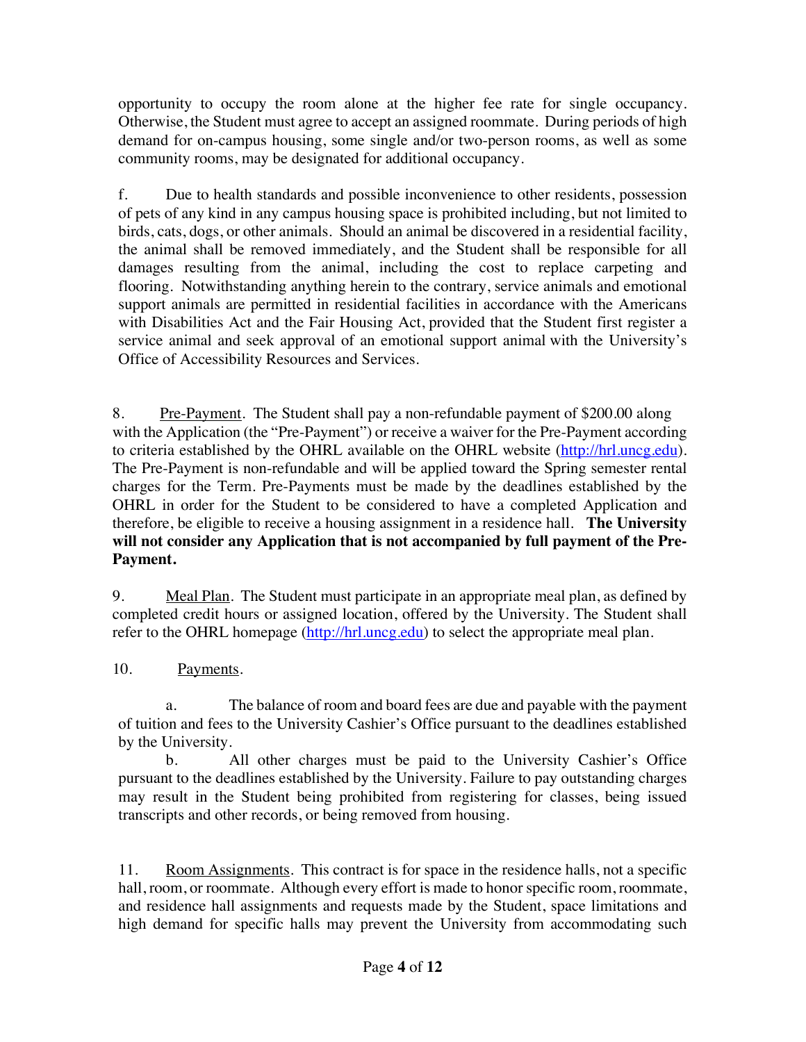opportunity to occupy the room alone at the higher fee rate for single occupancy. Otherwise, the Student must agree to accept an assigned roommate. During periods of high demand for on-campus housing, some single and/or two-person rooms, as well as some community rooms, may be designated for additional occupancy.

f. Due to health standards and possible inconvenience to other residents, possession of pets of any kind in any campus housing space is prohibited including, but not limited to birds, cats, dogs, or other animals. Should an animal be discovered in a residential facility, the animal shall be removed immediately, and the Student shall be responsible for all damages resulting from the animal, including the cost to replace carpeting and flooring. Notwithstanding anything herein to the contrary, service animals and emotional support animals are permitted in residential facilities in accordance with the Americans with Disabilities Act and the Fair Housing Act, provided that the Student first register a service animal and seek approval of an emotional support animal with the University's Office of Accessibility Resources and Services.

8. Pre-Payment. The Student shall pay a non-refundable payment of $200.00 along with the Application (the "Pre-Payment") or receive a waiver for the Pre-Payment according to criteria established by the OHRL available on the OHRL website ([http://hrl.uncg.edu](http://hrl.uncg.edu)). The Pre-Payment is non-refundable and will be applied toward the Spring semester rental charges for the Term. Pre-Payments must be made by the deadlines established by the OHRL in order for the Student to be considered to have a completed Application and therefore, be eligible to receive a housing assignment in a residence hall. **The University will not consider any Application that is not accompanied by full payment of the Pre-Payment.**

9. Meal Plan. The Student must participate in an appropriate meal plan, as defined by completed credit hours or assigned location, offered by the University. The Student shall refer to the OHRL homepage ([http://hrl.uncg.edu](http://hrl.uncg.edu)) to select the appropriate meal plan.

10. Payments.

a. The balance of room and board fees are due and payable with the payment of tuition and fees to the University Cashier's Office pursuant to the deadlines established by the University.

b. All other charges must be paid to the University Cashier's Office pursuant to the deadlines established by the University. Failure to pay outstanding charges may result in the Student being prohibited from registering for classes, being issued transcripts and other records, or being removed from housing.

11. Room Assignments. This contract is for space in the residence halls, not a specific hall, room, or roommate. Although every effort is made to honor specific room, roommate, and residence hall assignments and requests made by the Student, space limitations and high demand for specific halls may prevent the University from accommodating such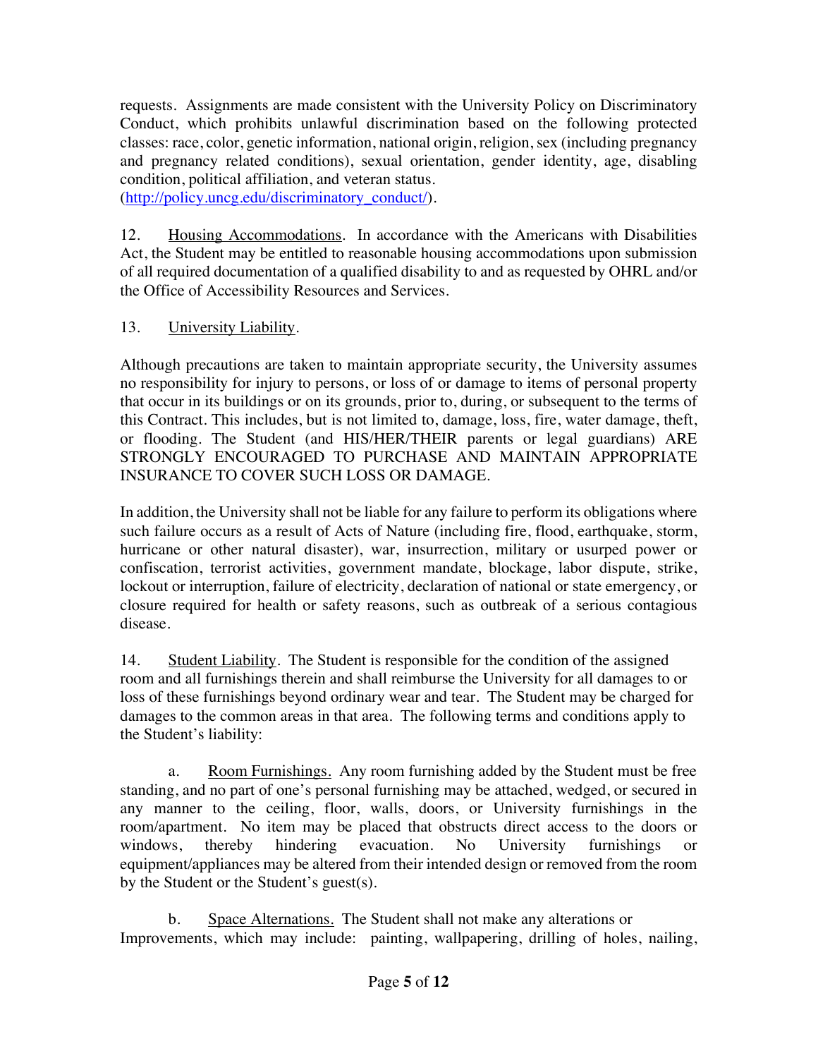requests. Assignments are made consistent with the University Policy on Discriminatory Conduct, which prohibits unlawful discrimination based on the following protected classes: race, color, genetic information, national origin, religion, sex (including pregnancy and pregnancy related conditions), sexual orientation, gender identity, age, disabling condition, political affiliation, and veteran status. (http://policy.uncg.edu/discriminatory_conduct/).

12. Housing Accommodations. In accordance with the Americans with Disabilities Act, the Student may be entitled to reasonable housing accommodations upon submission of all required documentation of a qualified disability to and as requested by OHRL and/or the Office of Accessibility Resources and Services.

13. University Liability.

Although precautions are taken to maintain appropriate security, the University assumes no responsibility for injury to persons, or loss of or damage to items of personal property that occur in its buildings or on its grounds, prior to, during, or subsequent to the terms of this Contract. This includes, but is not limited to, damage, loss, fire, water damage, theft, or flooding. The Student (and HIS/HER/THEIR parents or legal guardians) ARE STRONGLY ENCOURAGED TO PURCHASE AND MAINTAIN APPROPRIATE INSURANCE TO COVER SUCH LOSS OR DAMAGE.

In addition, the University shall not be liable for any failure to perform its obligations where such failure occurs as a result of Acts of Nature (including fire, flood, earthquake, storm, hurricane or other natural disaster), war, insurrection, military or usurped power or confiscation, terrorist activities, government mandate, blockage, labor dispute, strike, lockout or interruption, failure of electricity, declaration of national or state emergency, or closure required for health or safety reasons, such as outbreak of a serious contagious disease.

14. Student Liability. The Student is responsible for the condition of the assigned room and all furnishings therein and shall reimburse the University for all damages to or loss of these furnishings beyond ordinary wear and tear. The Student may be charged for damages to the common areas in that area. The following terms and conditions apply to the Student's liability:

a. Room Furnishings. Any room furnishing added by the Student must be free standing, and no part of one's personal furnishing may be attached, wedged, or secured in any manner to the ceiling, floor, walls, doors, or University furnishings in the room/apartment. No item may be placed that obstructs direct access to the doors or windows, thereby hindering evacuation. No University furnishings or equipment/appliances may be altered from their intended design or removed from the room by the Student or the Student's guest(s).

b. Space Alternations. The Student shall not make any alterations or Improvements, which may include: painting, wallpapering, drilling of holes, nailing,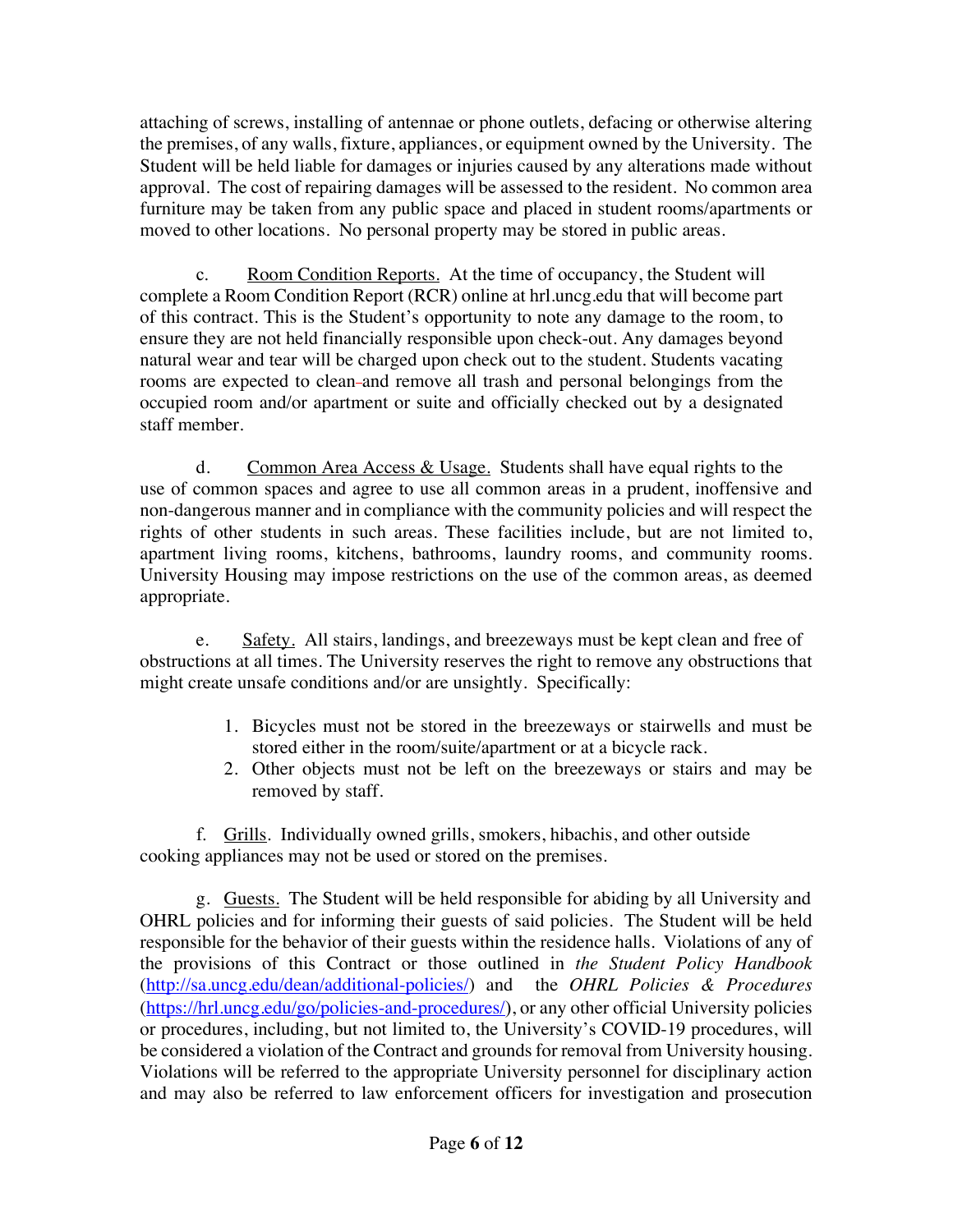attaching of screws, installing of antennae or phone outlets, defacing or otherwise altering the premises, of any walls, fixture, appliances, or equipment owned by the University. The Student will be held liable for damages or injuries caused by any alterations made without approval. The cost of repairing damages will be assessed to the resident. No common area furniture may be taken from any public space and placed in student rooms/apartments or moved to other locations. No personal property may be stored in public areas.

c. Room Condition Reports. At the time of occupancy, the Student will complete a Room Condition Report (RCR) online at hrl.uncg.edu that will become part of this contract. This is the Student's opportunity to note any damage to the room, to ensure they are not held financially responsible upon check-out. Any damages beyond natural wear and tear will be charged upon check out to the student. Students vacating rooms are expected to clean and remove all trash and personal belongings from the occupied room and/or apartment or suite and officially checked out by a designated staff member.

d. Common Area Access & Usage. Students shall have equal rights to the use of common spaces and agree to use all common areas in a prudent, inoffensive and non-dangerous manner and in compliance with the community policies and will respect the rights of other students in such areas. These facilities include, but are not limited to, apartment living rooms, kitchens, bathrooms, laundry rooms, and community rooms. University Housing may impose restrictions on the use of the common areas, as deemed appropriate.

e. Safety. All stairs, landings, and breezeways must be kept clean and free of obstructions at all times. The University reserves the right to remove any obstructions that might create unsafe conditions and/or are unsightly. Specifically:

1. Bicycles must not be stored in the breezeways or stairwells and must be stored either in the room/suite/apartment or at a bicycle rack.
2. Other objects must not be left on the breezeways or stairs and may be removed by staff.

f. Grills. Individually owned grills, smokers, hibachis, and other outside cooking appliances may not be used or stored on the premises.

g. Guests. The Student will be held responsible for abiding by all University and OHRL policies and for informing their guests of said policies. The Student will be held responsible for the behavior of their guests within the residence halls. Violations of any of the provisions of this Contract or those outlined in *the Student Policy Handbook* (http://sa.uncg.edu/dean/additional-policies/) and the *OHRL Policies & Procedures* (https://hrl.uncg.edu/go/policies-and-procedures/), or any other official University policies or procedures, including, but not limited to, the University's COVID-19 procedures, will be considered a violation of the Contract and grounds for removal from University housing. Violations will be referred to the appropriate University personnel for disciplinary action and may also be referred to law enforcement officers for investigation and prosecution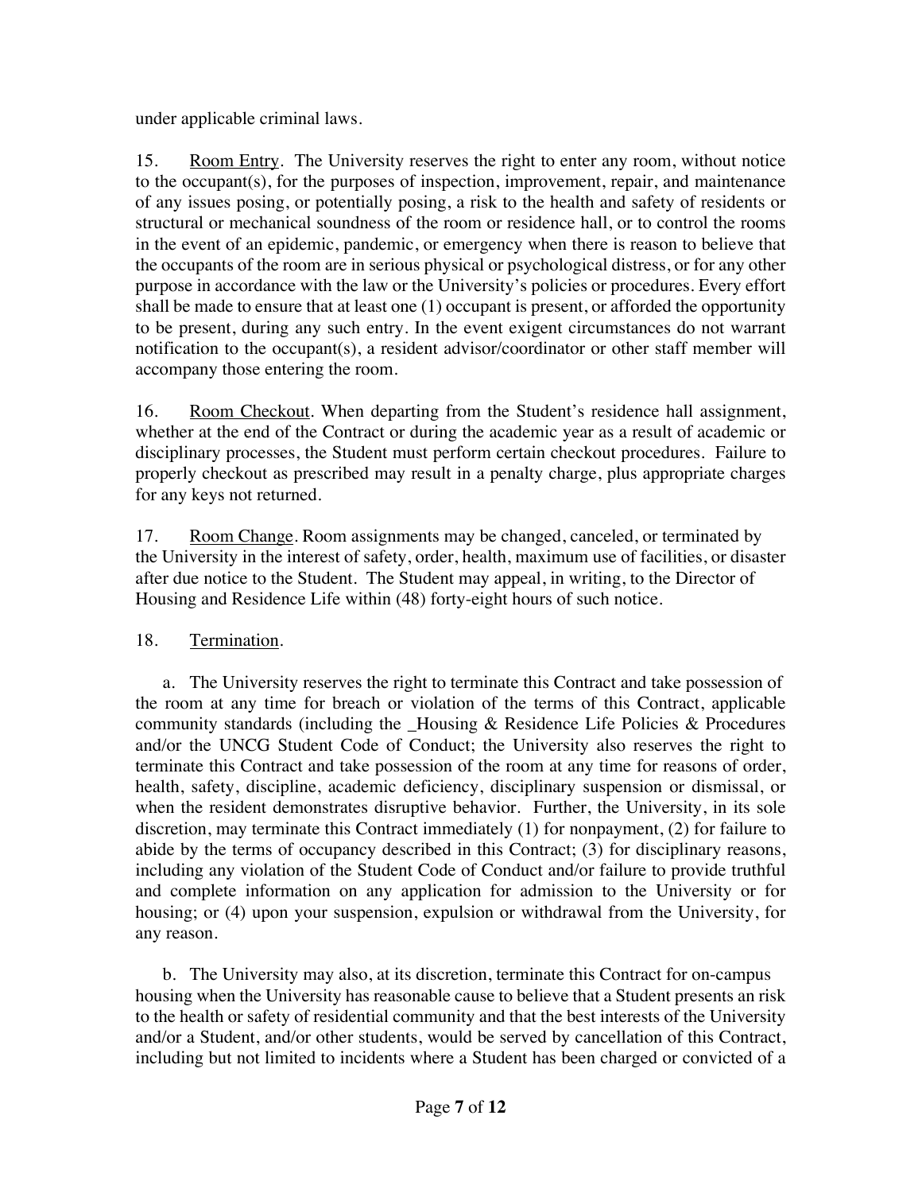under applicable criminal laws.

15. Room Entry. The University reserves the right to enter any room, without notice to the occupant(s), for the purposes of inspection, improvement, repair, and maintenance of any issues posing, or potentially posing, a risk to the health and safety of residents or structural or mechanical soundness of the room or residence hall, or to control the rooms in the event of an epidemic, pandemic, or emergency when there is reason to believe that the occupants of the room are in serious physical or psychological distress, or for any other purpose in accordance with the law or the University's policies or procedures. Every effort shall be made to ensure that at least one (1) occupant is present, or afforded the opportunity to be present, during any such entry. In the event exigent circumstances do not warrant notification to the occupant(s), a resident advisor/coordinator or other staff member will accompany those entering the room.

16. Room Checkout. When departing from the Student's residence hall assignment, whether at the end of the Contract or during the academic year as a result of academic or disciplinary processes, the Student must perform certain checkout procedures. Failure to properly checkout as prescribed may result in a penalty charge, plus appropriate charges for any keys not returned.

17. Room Change. Room assignments may be changed, canceled, or terminated by the University in the interest of safety, order, health, maximum use of facilities, or disaster after due notice to the Student. The Student may appeal, in writing, to the Director of Housing and Residence Life within (48) forty-eight hours of such notice.

18. Termination.

a. The University reserves the right to terminate this Contract and take possession of the room at any time for breach or violation of the terms of this Contract, applicable community standards (including the _Housing & Residence Life Policies & Procedures and/or the UNCG Student Code of Conduct; the University also reserves the right to terminate this Contract and take possession of the room at any time for reasons of order, health, safety, discipline, academic deficiency, disciplinary suspension or dismissal, or when the resident demonstrates disruptive behavior. Further, the University, in its sole discretion, may terminate this Contract immediately (1) for nonpayment, (2) for failure to abide by the terms of occupancy described in this Contract; (3) for disciplinary reasons, including any violation of the Student Code of Conduct and/or failure to provide truthful and complete information on any application for admission to the University or for housing; or (4) upon your suspension, expulsion or withdrawal from the University, for any reason.

b. The University may also, at its discretion, terminate this Contract for on-campus housing when the University has reasonable cause to believe that a Student presents an risk to the health or safety of residential community and that the best interests of the University and/or a Student, and/or other students, would be served by cancellation of this Contract, including but not limited to incidents where a Student has been charged or convicted of a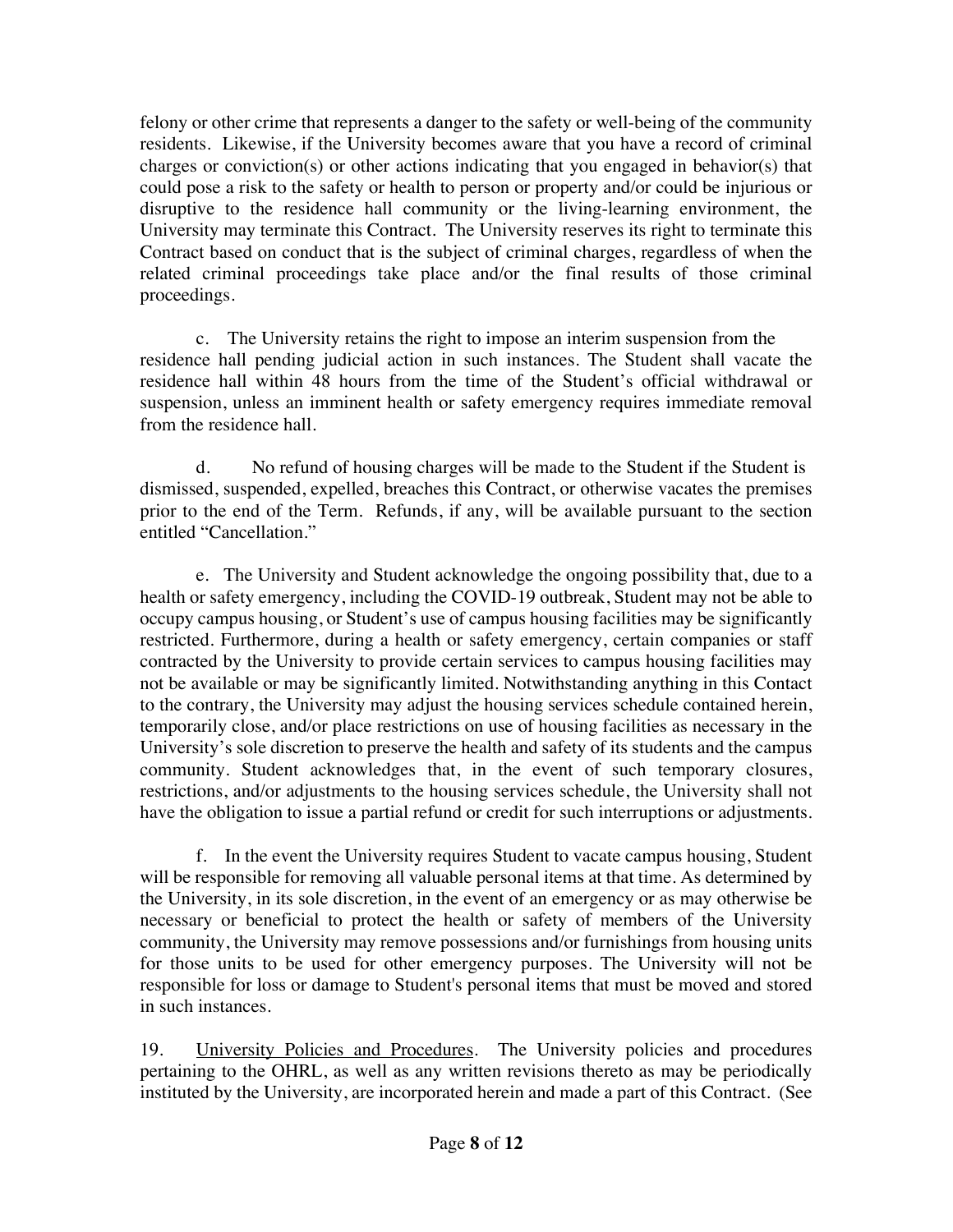felony or other crime that represents a danger to the safety or well-being of the community residents. Likewise, if the University becomes aware that you have a record of criminal charges or conviction(s) or other actions indicating that you engaged in behavior(s) that could pose a risk to the safety or health to person or property and/or could be injurious or disruptive to the residence hall community or the living-learning environment, the University may terminate this Contract. The University reserves its right to terminate this Contract based on conduct that is the subject of criminal charges, regardless of when the related criminal proceedings take place and/or the final results of those criminal proceedings.

c. The University retains the right to impose an interim suspension from the residence hall pending judicial action in such instances. The Student shall vacate the residence hall within 48 hours from the time of the Student's official withdrawal or suspension, unless an imminent health or safety emergency requires immediate removal from the residence hall.

d. No refund of housing charges will be made to the Student if the Student is dismissed, suspended, expelled, breaches this Contract, or otherwise vacates the premises prior to the end of the Term. Refunds, if any, will be available pursuant to the section entitled "Cancellation."

e. The University and Student acknowledge the ongoing possibility that, due to a health or safety emergency, including the COVID-19 outbreak, Student may not be able to occupy campus housing, or Student's use of campus housing facilities may be significantly restricted. Furthermore, during a health or safety emergency, certain companies or staff contracted by the University to provide certain services to campus housing facilities may not be available or may be significantly limited. Notwithstanding anything in this Contact to the contrary, the University may adjust the housing services schedule contained herein, temporarily close, and/or place restrictions on use of housing facilities as necessary in the University's sole discretion to preserve the health and safety of its students and the campus community. Student acknowledges that, in the event of such temporary closures, restrictions, and/or adjustments to the housing services schedule, the University shall not have the obligation to issue a partial refund or credit for such interruptions or adjustments.

f. In the event the University requires Student to vacate campus housing, Student will be responsible for removing all valuable personal items at that time. As determined by the University, in its sole discretion, in the event of an emergency or as may otherwise be necessary or beneficial to protect the health or safety of members of the University community, the University may remove possessions and/or furnishings from housing units for those units to be used for other emergency purposes. The University will not be responsible for loss or damage to Student's personal items that must be moved and stored in such instances.

19. <u>University Policies and Procedures</u>. The University policies and procedures pertaining to the OHRL, as well as any written revisions thereto as may be periodically instituted by the University, are incorporated herein and made a part of this Contract. (See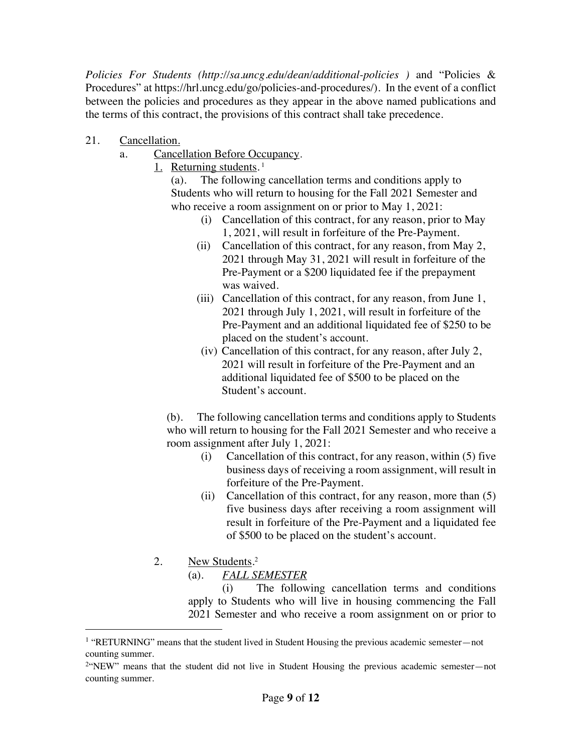*Policies For Students (http://sa.uncg.edu/dean/additional-policies )* and "Policies & Procedures" at https://hrl.uncg.edu/go/policies-and-procedures/). In the event of a conflict between the policies and procedures as they appear in the above named publications and the terms of this contract, the provisions of this contract shall take precedence.

21. <u>Cancellation.</u>

a. <u>Cancellation Before Occupancy</u>.

1. <u>Returning students</u>.[1]

(a). The following cancellation terms and conditions apply to Students who will return to housing for the Fall 2021 Semester and who receive a room assignment on or prior to May 1, 2021:

(i) Cancellation of this contract, for any reason, prior to May 1, 2021, will result in forfeiture of the Pre-Payment.

(ii) Cancellation of this contract, for any reason, from May 2, 2021 through May 31, 2021 will result in forfeiture of the Pre-Payment or a $200 liquidated fee if the prepayment was waived.

(iii) Cancellation of this contract, for any reason, from June 1, 2021 through July 1, 2021, will result in forfeiture of the Pre-Payment and an additional liquidated fee of $250 to be placed on the student's account.

(iv) Cancellation of this contract, for any reason, after July 2, 2021 will result in forfeiture of the Pre-Payment and an additional liquidated fee of $500 to be placed on the Student's account.

(b). The following cancellation terms and conditions apply to Students who will return to housing for the Fall 2021 Semester and who receive a room assignment after July 1, 2021:

(i) Cancellation of this contract, for any reason, within (5) five business days of receiving a room assignment, will result in forfeiture of the Pre-Payment.

(ii) Cancellation of this contract, for any reason, more than (5) five business days after receiving a room assignment will result in forfeiture of the Pre-Payment and a liquidated fee of $500 to be placed on the student's account.

2. <u>New Students</u>.[2]

(a). <u>*FALL SEMESTER*</u>

(i) The following cancellation terms and conditions apply to Students who will live in housing commencing the Fall 2021 Semester and who receive a room assignment on or prior to

---

[1] "RETURNING" means that the student lived in Student Housing the previous academic semester—not counting summer.

[2] "NEW" means that the student did not live in Student Housing the previous academic semester—not counting summer.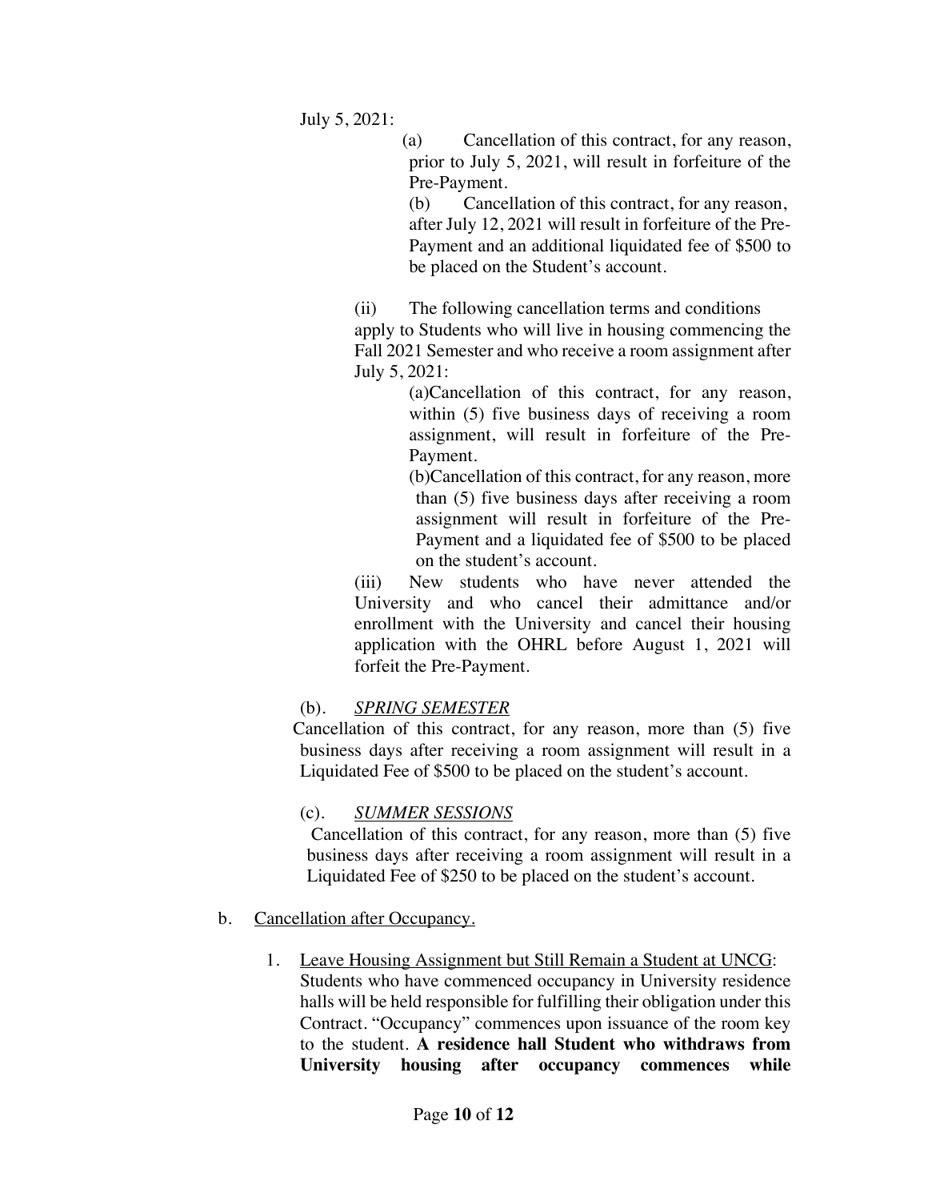July 5, 2021:

(a) Cancellation of this contract, for any reason, prior to July 5, 2021, will result in forfeiture of the Pre-Payment.

(b) Cancellation of this contract, for any reason, after July 12, 2021 will result in forfeiture of the Pre-Payment and an additional liquidated fee of $500 to be placed on the Student's account.

(ii) The following cancellation terms and conditions apply to Students who will live in housing commencing the Fall 2021 Semester and who receive a room assignment after July 5, 2021:

(a)Cancellation of this contract, for any reason, within (5) five business days of receiving a room assignment, will result in forfeiture of the Pre-Payment.

(b)Cancellation of this contract, for any reason, more than (5) five business days after receiving a room assignment will result in forfeiture of the Pre-Payment and a liquidated fee of $500 to be placed on the student's account.

(iii) New students who have never attended the University and who cancel their admittance and/or enrollment with the University and cancel their housing application with the OHRL before August 1, 2021 will forfeit the Pre-Payment.

(b). *SPRING SEMESTER*

Cancellation of this contract, for any reason, more than (5) five business days after receiving a room assignment will result in a Liquidated Fee of $500 to be placed on the student's account.

(c). *SUMMER SESSIONS*

Cancellation of this contract, for any reason, more than (5) five business days after receiving a room assignment will result in a Liquidated Fee of $250 to be placed on the student's account.

b. Cancellation after Occupancy.

1. Leave Housing Assignment but Still Remain a Student at UNCG: Students who have commenced occupancy in University residence halls will be held responsible for fulfilling their obligation under this Contract. "Occupancy" commences upon issuance of the room key to the student. **A residence hall Student who withdraws from University housing after occupancy commences while**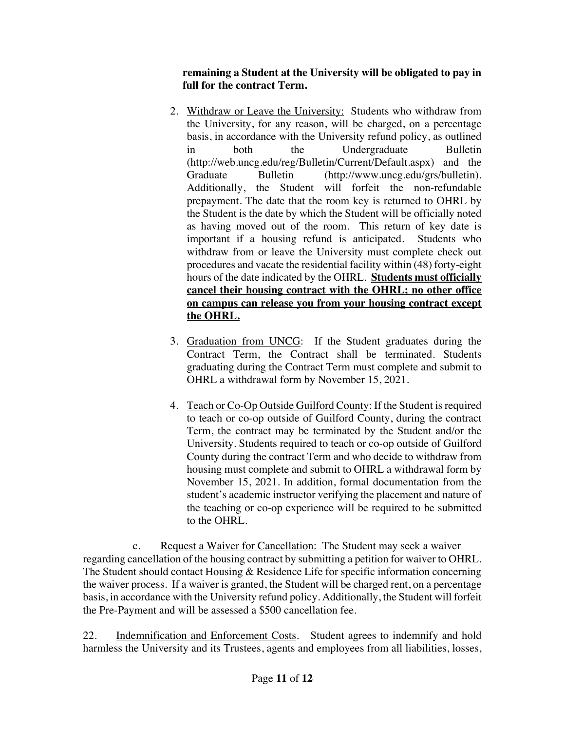**remaining a Student at the University will be obligated to pay in full for the contract Term.**

2. Withdraw or Leave the University: Students who withdraw from the University, for any reason, will be charged, on a percentage basis, in accordance with the University refund policy, as outlined in both the Undergraduate Bulletin (http://web.uncg.edu/reg/Bulletin/Current/Default.aspx) and the Graduate Bulletin (http://www.uncg.edu/grs/bulletin). Additionally, the Student will forfeit the non-refundable prepayment. The date that the room key is returned to OHRL by the Student is the date by which the Student will be officially noted as having moved out of the room. This return of key date is important if a housing refund is anticipated. Students who withdraw from or leave the University must complete check out procedures and vacate the residential facility within (48) forty-eight hours of the date indicated by the OHRL. **Students must officially cancel their housing contract with the OHRL; no other office on campus can release you from your housing contract except the OHRL.**

3. Graduation from UNCG: If the Student graduates during the Contract Term, the Contract shall be terminated. Students graduating during the Contract Term must complete and submit to OHRL a withdrawal form by November 15, 2021.

4. Teach or Co-Op Outside Guilford County: If the Student is required to teach or co-op outside of Guilford County, during the contract Term, the contract may be terminated by the Student and/or the University. Students required to teach or co-op outside of Guilford County during the contract Term and who decide to withdraw from housing must complete and submit to OHRL a withdrawal form by November 15, 2021. In addition, formal documentation from the student's academic instructor verifying the placement and nature of the teaching or co-op experience will be required to be submitted to the OHRL.

c. Request a Waiver for Cancellation: The Student may seek a waiver regarding cancellation of the housing contract by submitting a petition for waiver to OHRL. The Student should contact Housing & Residence Life for specific information concerning the waiver process. If a waiver is granted, the Student will be charged rent, on a percentage basis, in accordance with the University refund policy. Additionally, the Student will forfeit the Pre-Payment and will be assessed a $500 cancellation fee.

22. Indemnification and Enforcement Costs. Student agrees to indemnify and hold harmless the University and its Trustees, agents and employees from all liabilities, losses,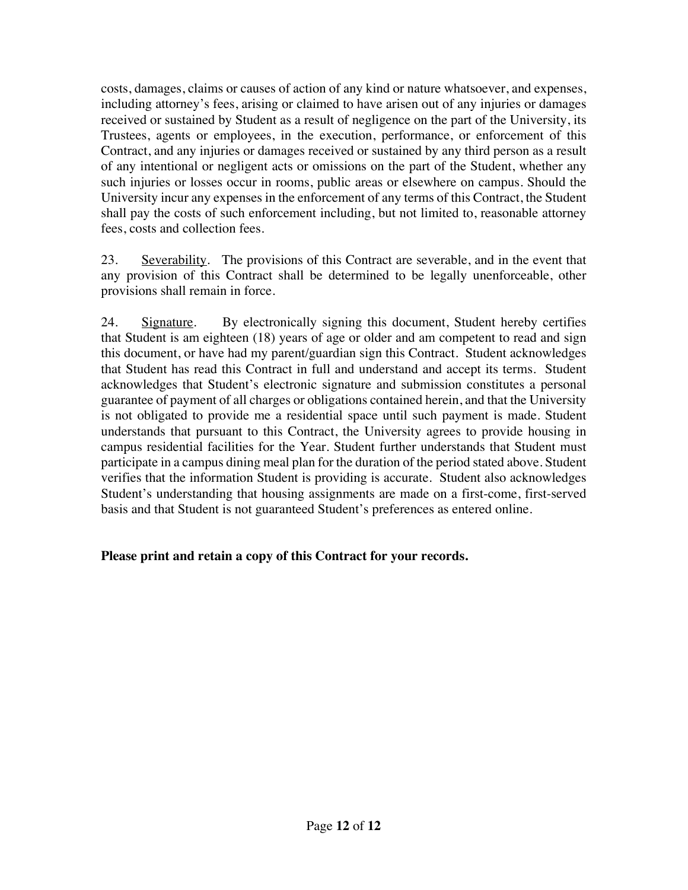costs, damages, claims or causes of action of any kind or nature whatsoever, and expenses, including attorney's fees, arising or claimed to have arisen out of any injuries or damages received or sustained by Student as a result of negligence on the part of the University, its Trustees, agents or employees, in the execution, performance, or enforcement of this Contract, and any injuries or damages received or sustained by any third person as a result of any intentional or negligent acts or omissions on the part of the Student, whether any such injuries or losses occur in rooms, public areas or elsewhere on campus. Should the University incur any expenses in the enforcement of any terms of this Contract, the Student shall pay the costs of such enforcement including, but not limited to, reasonable attorney fees, costs and collection fees.

23. Severability. The provisions of this Contract are severable, and in the event that any provision of this Contract shall be determined to be legally unenforceable, other provisions shall remain in force.

24. Signature. By electronically signing this document, Student hereby certifies that Student is am eighteen (18) years of age or older and am competent to read and sign this document, or have had my parent/guardian sign this Contract. Student acknowledges that Student has read this Contract in full and understand and accept its terms. Student acknowledges that Student's electronic signature and submission constitutes a personal guarantee of payment of all charges or obligations contained herein, and that the University is not obligated to provide me a residential space until such payment is made. Student understands that pursuant to this Contract, the University agrees to provide housing in campus residential facilities for the Year. Student further understands that Student must participate in a campus dining meal plan for the duration of the period stated above. Student verifies that the information Student is providing is accurate. Student also acknowledges Student's understanding that housing assignments are made on a first-come, first-served basis and that Student is not guaranteed Student's preferences as entered online.

**Please print and retain a copy of this Contract for your records.**